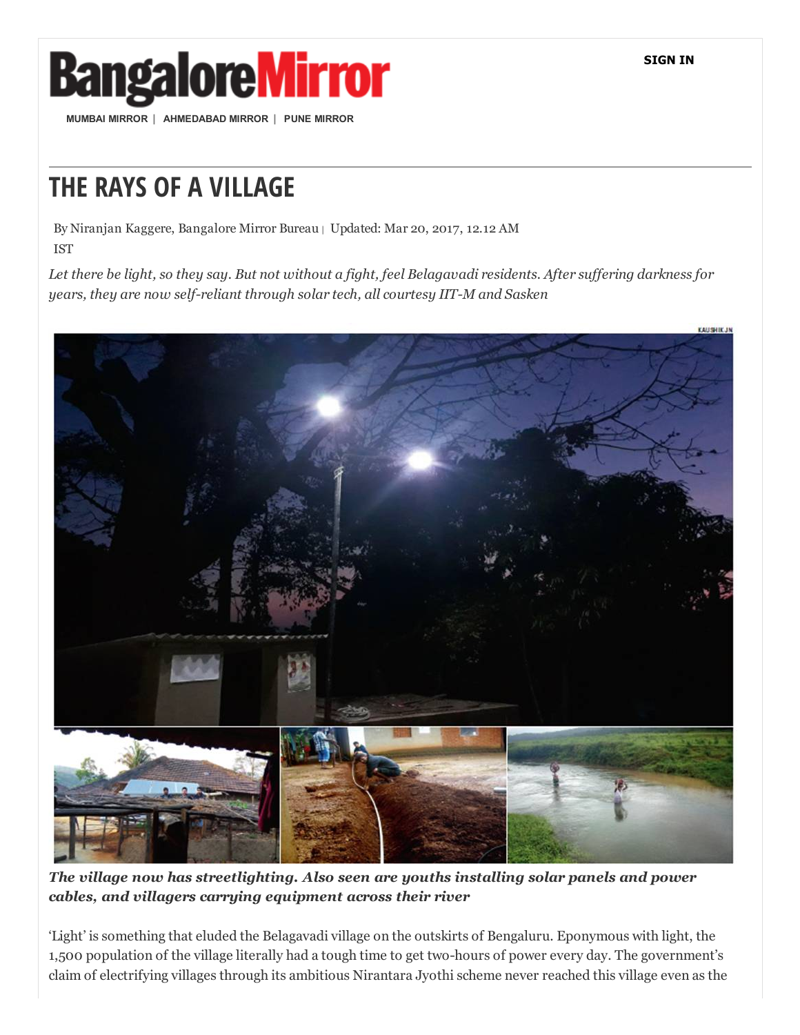# THE RAYS OF A VILLAGE

By Niranjan Kaggere, Bangalore Mirror Bureau | Updated: Mar 20, 2017, 12.12 AM IST

*Let there be light, so they say. But not without a fight, feel Belagavadi residents. After suffering darkness for years, they are now self-reliant through solar tech, all courtesy IIT-M and Sasken*

***The village now has streetlighting. Also seen are youths installing solar panels and power cables, and villagers carrying equipment across their river***

'Light' is something that eluded the Belagavadi village on the outskirts of Bengaluru. Eponymous with light, the 1,500 population of the village literally had a tough time to get two-hours of power every day. The government's claim of electrifying villages through its ambitious Nirantara Jyothi scheme never reached this village even as the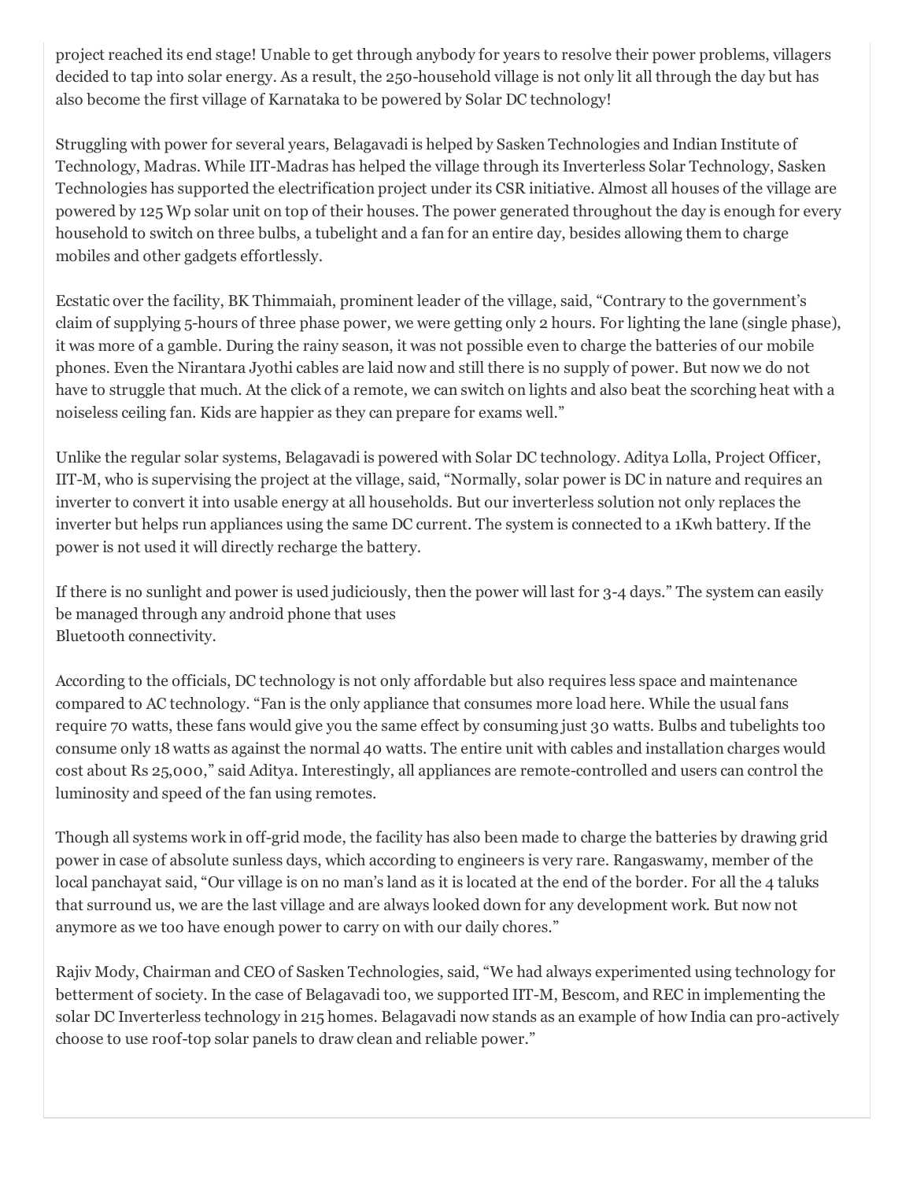project reached its end stage! Unable to get through anybody for years to resolve their power problems, villagers decided to tap into solar energy. As a result, the 250-household village is not only lit all through the day but has also become the first village of Karnataka to be powered by Solar DC technology!

Struggling with power for several years, Belagavadi is helped by Sasken Technologies and Indian Institute of Technology, Madras. While IIT-Madras has helped the village through its Inverterless Solar Technology, Sasken Technologies has supported the electrification project under its CSR initiative. Almost all houses of the village are powered by 125 Wp solar unit on top of their houses. The power generated throughout the day is enough for every household to switch on three bulbs, a tubelight and a fan for an entire day, besides allowing them to charge mobiles and other gadgets effortlessly.

Ecstatic over the facility, BK Thimmaiah, prominent leader of the village, said, "Contrary to the government's claim of supplying 5-hours of three phase power, we were getting only 2 hours. For lighting the lane (single phase), it was more of a gamble. During the rainy season, it was not possible even to charge the batteries of our mobile phones. Even the Nirantara Jyothi cables are laid now and still there is no supply of power. But now we do not have to struggle that much. At the click of a remote, we can switch on lights and also beat the scorching heat with a noiseless ceiling fan. Kids are happier as they can prepare for exams well."

Unlike the regular solar systems, Belagavadi is powered with Solar DC technology. Aditya Lolla, Project Officer, IIT-M, who is supervising the project at the village, said, "Normally, solar power is DC in nature and requires an inverter to convert it into usable energy at all households. But our inverterless solution not only replaces the inverter but helps run appliances using the same DC current. The system is connected to a 1Kwh battery. If the power is not used it will directly recharge the battery.

If there is no sunlight and power is used judiciously, then the power will last for 3-4 days." The system can easily be managed through any android phone that uses
Bluetooth connectivity.

According to the officials, DC technology is not only affordable but also requires less space and maintenance compared to AC technology. "Fan is the only appliance that consumes more load here. While the usual fans require 70 watts, these fans would give you the same effect by consuming just 30 watts. Bulbs and tubelights too consume only 18 watts as against the normal 40 watts. The entire unit with cables and installation charges would cost about Rs 25,000," said Aditya. Interestingly, all appliances are remote-controlled and users can control the luminosity and speed of the fan using remotes.

Though all systems work in off-grid mode, the facility has also been made to charge the batteries by drawing grid power in case of absolute sunless days, which according to engineers is very rare. Rangaswamy, member of the local panchayat said, "Our village is on no man's land as it is located at the end of the border. For all the 4 taluks that surround us, we are the last village and are always looked down for any development work. But now not anymore as we too have enough power to carry on with our daily chores."

Rajiv Mody, Chairman and CEO of Sasken Technologies, said, "We had always experimented using technology for betterment of society. In the case of Belagavadi too, we supported IIT-M, Bescom, and REC in implementing the solar DC Inverterless technology in 215 homes. Belagavadi now stands as an example of how India can pro-actively choose to use roof-top solar panels to draw clean and reliable power."